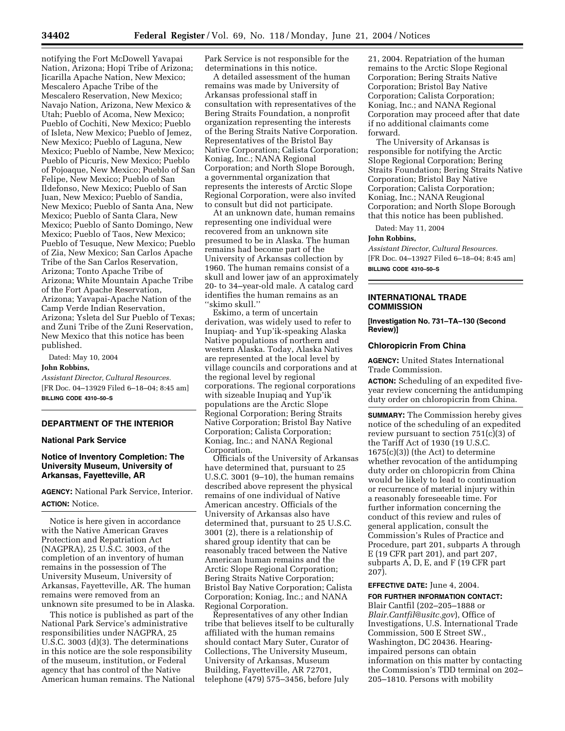notifying the Fort McDowell Yavapai Nation, Arizona; Hopi Tribe of Arizona; Jicarilla Apache Nation, New Mexico; Mescalero Apache Tribe of the Mescalero Reservation, New Mexico; Navajo Nation, Arizona, New Mexico & Utah; Pueblo of Acoma, New Mexico; Pueblo of Cochiti, New Mexico; Pueblo of Isleta, New Mexico; Pueblo of Jemez, New Mexico; Pueblo of Laguna, New Mexico; Pueblo of Nambe, New Mexico; Pueblo of Picuris, New Mexico; Pueblo of Pojoaque, New Mexico; Pueblo of San Felipe, New Mexico; Pueblo of San Ildefonso, New Mexico; Pueblo of San Juan, New Mexico; Pueblo of Sandia, New Mexico; Pueblo of Santa Ana, New Mexico; Pueblo of Santa Clara, New Mexico; Pueblo of Santo Domingo, New Mexico; Pueblo of Taos, New Mexico; Pueblo of Tesuque, New Mexico; Pueblo of Zia, New Mexico; San Carlos Apache Tribe of the San Carlos Reservation, Arizona; Tonto Apache Tribe of Arizona; White Mountain Apache Tribe of the Fort Apache Reservation, Arizona; Yavapai-Apache Nation of the Camp Verde Indian Reservation, Arizona; Ysleta del Sur Pueblo of Texas; and Zuni Tribe of the Zuni Reservation, New Mexico that this notice has been published.

Dated: May 10, 2004

**John Robbins,**

*Assistant Director, Cultural Resources.*

[FR Doc. 04–13929 Filed 6–18–04; 8:45 am]

**BILLING CODE 4310–50–S**

## DEPARTMENT OF THE INTERIOR

### National Park Service

### Notice of Inventory Completion: The University Museum, University of Arkansas, Fayetteville, AR

**AGENCY:** National Park Service, Interior.

**ACTION:** Notice.

Notice is here given in accordance with the Native American Graves Protection and Repatriation Act (NAGPRA), 25 U.S.C. 3003, of the completion of an inventory of human remains in the possession of The University Museum, University of Arkansas, Fayetteville, AR. The human remains were removed from an unknown site presumed to be in Alaska.

This notice is published as part of the National Park Service's administrative responsibilities under NAGPRA, 25 U.S.C. 3003 (d)(3). The determinations in this notice are the sole responsibility of the museum, institution, or Federal agency that has control of the Native American human remains. The National Park Service is not responsible for the determinations in this notice.

A detailed assessment of the human remains was made by University of Arkansas professional staff in consultation with representatives of the Bering Straits Foundation, a nonprofit organization representing the interests of the Bering Straits Native Corporation. Representatives of the Bristol Bay Native Corporation; Calista Corporation; Koniag, Inc.; NANA Regional Corporation; and North Slope Borough, a governmental organization that represents the interests of Arctic Slope Regional Corporation, were also invited to consult but did not participate.

At an unknown date, human remains representing one individual were recovered from an unknown site presumed to be in Alaska. The human remains had become part of the University of Arkansas collection by 1960. The human remains consist of a skull and lower jaw of an approximately 20- to 34–year-old male. A catalog card identifies the human remains as an ''skimo skull.''

Eskimo, a term of uncertain derivation, was widely used to refer to Inupiaq- and Yup'ik-speaking Alaska Native populations of northern and western Alaska. Today, Alaska Natives are represented at the local level by village councils and corporations and at the regional level by regional corporations. The regional corporations with sizeable Inupiaq and Yup'ik populations are the Arctic Slope Regional Corporation; Bering Straits Native Corporation; Bristol Bay Native Corporation; Calista Corporation; Koniag, Inc.; and NANA Regional Corporation.

Officials of the University of Arkansas have determined that, pursuant to 25 U.S.C. 3001 (9–10), the human remains described above represent the physical remains of one individual of Native American ancestry. Officials of the University of Arkansas also have determined that, pursuant to 25 U.S.C. 3001 (2), there is a relationship of shared group identity that can be reasonably traced between the Native American human remains and the Arctic Slope Regional Corporation; Bering Straits Native Corporation; Bristol Bay Native Corporation; Calista Corporation; Koniag, Inc.; and NANA Regional Corporation.

Representatives of any other Indian tribe that believes itself to be culturally affiliated with the human remains should contact Mary Suter, Curator of Collections, The University Museum, University of Arkansas, Museum Building, Fayetteville, AR 72701, telephone (479) 575–3456, before July 21, 2004. Repatriation of the human remains to the Arctic Slope Regional Corporation; Bering Straits Native Corporation; Bristol Bay Native Corporation; Calista Corporation; Koniag, Inc.; and NANA Regional Corporation may proceed after that date if no additional claimants come forward.

The University of Arkansas is responsible for notifying the Arctic Slope Regional Corporation; Bering Straits Foundation; Bering Straits Native Corporation; Bristol Bay Native Corporation; Calista Corporation; Koniag, Inc.; NANA Reugional Corporation; and North Slope Borough that this notice has been published.

Dated: May 11, 2004

**John Robbins,**

*Assistant Director, Cultural Resources.*

[FR Doc. 04–13927 Filed 6–18–04; 8:45 am]

**BILLING CODE 4310–50–S**

## INTERNATIONAL TRADE COMMISSION

**[Investigation No. 731–TA–130 (Second Review)]**

### Chloropicrin From China

**AGENCY:** United States International Trade Commission.

**ACTION:** Scheduling of an expedited five-year review concerning the antidumping duty order on chloropicrin from China.

**SUMMARY:** The Commission hereby gives notice of the scheduling of an expedited review pursuant to section 751(c)(3) of the Tariff Act of 1930 (19 U.S.C. 1675(c)(3)) (the Act) to determine whether revocation of the antidumping duty order on chloropicrin from China would be likely to lead to continuation or recurrence of material injury within a reasonably foreseeable time. For further information concerning the conduct of this review and rules of general application, consult the Commission's Rules of Practice and Procedure, part 201, subparts A through E (19 CFR part 201), and part 207, subparts A, D, E, and F (19 CFR part 207).

**EFFECTIVE DATE:** June 4, 2004.

**FOR FURTHER INFORMATION CONTACT:** Blair Cantfil (202–205–1888 or *Blair.Cantfil@usitc.gov*), Office of Investigations, U.S. International Trade Commission, 500 E Street SW., Washington, DC 20436. Hearing-impaired persons can obtain information on this matter by contacting the Commission's TDD terminal on 202–205–1810. Persons with mobility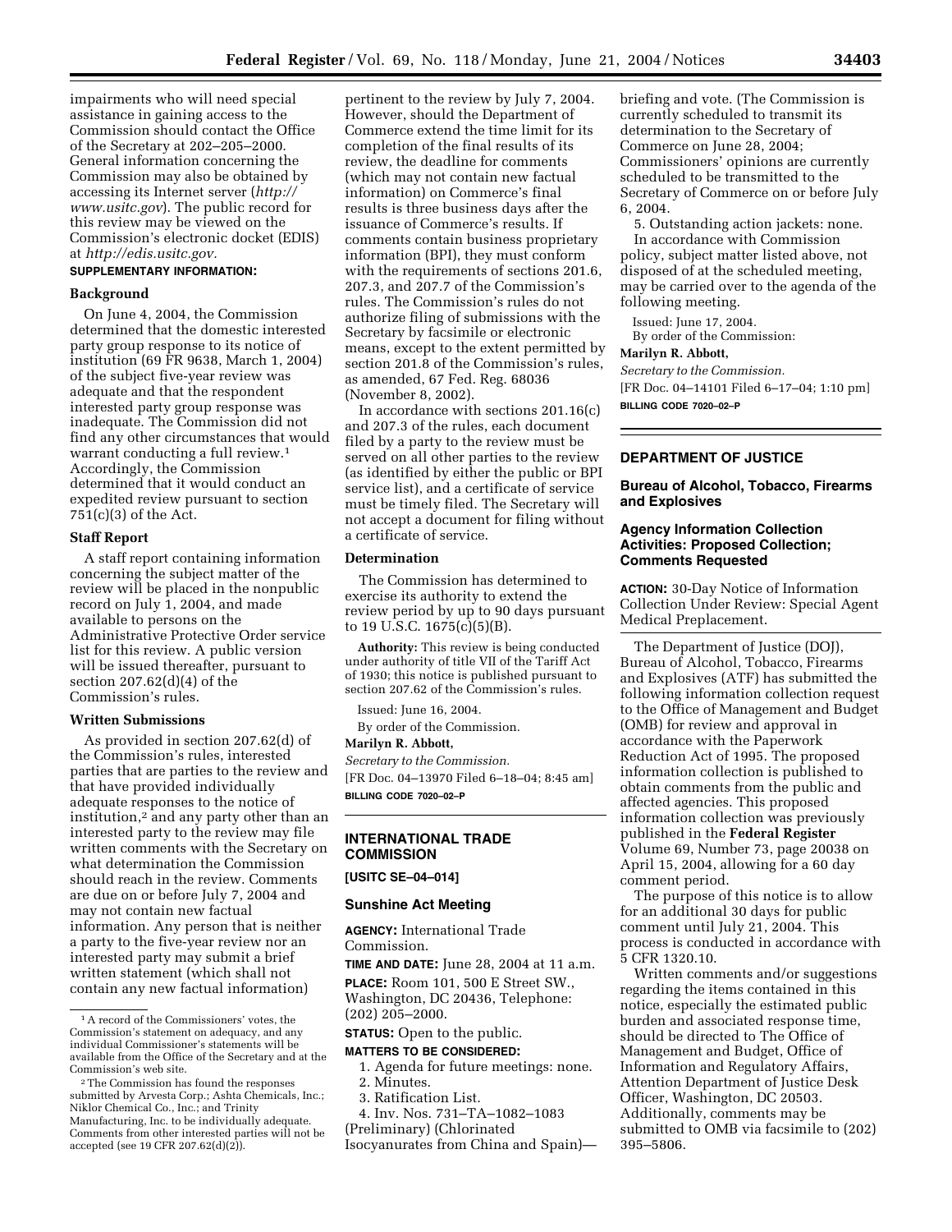impairments who will need special assistance in gaining access to the Commission should contact the Office of the Secretary at 202–205–2000. General information concerning the Commission may also be obtained by accessing its Internet server (*http://www.usitc.gov*). The public record for this review may be viewed on the Commission's electronic docket (EDIS) at *http://edis.usitc.gov.*

**SUPPLEMENTARY INFORMATION:**

### Background

On June 4, 2004, the Commission determined that the domestic interested party group response to its notice of institution (69 FR 9638, March 1, 2004) of the subject five-year review was adequate and that the respondent interested party group response was inadequate. The Commission did not find any other circumstances that would warrant conducting a full review.[1] Accordingly, the Commission determined that it would conduct an expedited review pursuant to section 751(c)(3) of the Act.

### Staff Report

A staff report containing information concerning the subject matter of the review will be placed in the nonpublic record on July 1, 2004, and made available to persons on the Administrative Protective Order service list for this review. A public version will be issued thereafter, pursuant to section 207.62(d)(4) of the Commission's rules.

### Written Submissions

As provided in section 207.62(d) of the Commission's rules, interested parties that are parties to the review and that have provided individually adequate responses to the notice of institution,[2] and any party other than an interested party to the review may file written comments with the Secretary on what determination the Commission should reach in the review. Comments are due on or before July 7, 2004 and may not contain new factual information. Any person that is neither a party to the five-year review nor an interested party may submit a brief written statement (which shall not contain any new factual information) pertinent to the review by July 7, 2004. However, should the Department of Commerce extend the time limit for its completion of the final results of its review, the deadline for comments (which may not contain new factual information) on Commerce's final results is three business days after the issuance of Commerce's results. If comments contain business proprietary information (BPI), they must conform with the requirements of sections 201.6, 207.3, and 207.7 of the Commission's rules. The Commission's rules do not authorize filing of submissions with the Secretary by facsimile or electronic means, except to the extent permitted by section 201.8 of the Commission's rules, as amended, 67 Fed. Reg. 68036 (November 8, 2002).

In accordance with sections 201.16(c) and 207.3 of the rules, each document filed by a party to the review must be served on all other parties to the review (as identified by either the public or BPI service list), and a certificate of service must be timely filed. The Secretary will not accept a document for filing without a certificate of service.

### Determination

The Commission has determined to exercise its authority to extend the review period by up to 90 days pursuant to 19 U.S.C. 1675(c)(5)(B).

**Authority:** This review is being conducted under authority of title VII of the Tariff Act of 1930; this notice is published pursuant to section 207.62 of the Commission's rules.

Issued: June 16, 2004.

By order of the Commission.

**Marilyn R. Abbott,**

*Secretary to the Commission.*

[FR Doc. 04–13970 Filed 6–18–04; 8:45 am]

**BILLING CODE 7020–02–P**

[1] A record of the Commissioners' votes, the Commission's statement on adequacy, and any individual Commissioner's statements will be available from the Office of the Secretary and at the Commission's web site.

[2] The Commission has found the responses submitted by Arvesta Corp.; Ashta Chemicals, Inc.; Niklor Chemical Co., Inc.; and Trinity Manufacturing, Inc. to be individually adequate. Comments from other interested parties will not be accepted (see 19 CFR 207.62(d)(2)).

## INTERNATIONAL TRADE COMMISSION

**[USITC SE–04–014]**

### Sunshine Act Meeting

**AGENCY:** International Trade Commission.

**TIME AND DATE:** June 28, 2004 at 11 a.m.

**PLACE:** Room 101, 500 E Street SW., Washington, DC 20436, Telephone: (202) 205–2000.

**STATUS:** Open to the public.

**MATTERS TO BE CONSIDERED:**

1. Agenda for future meetings: none.
2. Minutes.
3. Ratification List.
4. Inv. Nos. 731–TA–1082–1083 (Preliminary) (Chlorinated Isocyanurates from China and Spain)—briefing and vote. (The Commission is currently scheduled to transmit its determination to the Secretary of Commerce on June 28, 2004; Commissioners' opinions are currently scheduled to be transmitted to the Secretary of Commerce on or before July 6, 2004.
5. Outstanding action jackets: none.

In accordance with Commission policy, subject matter listed above, not disposed of at the scheduled meeting, may be carried over to the agenda of the following meeting.

Issued: June 17, 2004.

By order of the Commission:

**Marilyn R. Abbott,**

*Secretary to the Commission.*

[FR Doc. 04–14101 Filed 6–17–04; 1:10 pm]

**BILLING CODE 7020–02–P**

## DEPARTMENT OF JUSTICE

### Bureau of Alcohol, Tobacco, Firearms and Explosives

### Agency Information Collection Activities: Proposed Collection; Comments Requested

**ACTION:** 30-Day Notice of Information Collection Under Review: Special Agent Medical Preplacement.

The Department of Justice (DOJ), Bureau of Alcohol, Tobacco, Firearms and Explosives (ATF) has submitted the following information collection request to the Office of Management and Budget (OMB) for review and approval in accordance with the Paperwork Reduction Act of 1995. The proposed information collection is published to obtain comments from the public and affected agencies. This proposed information collection was previously published in the **Federal Register** Volume 69, Number 73, page 20038 on April 15, 2004, allowing for a 60 day comment period.

The purpose of this notice is to allow for an additional 30 days for public comment until July 21, 2004. This process is conducted in accordance with 5 CFR 1320.10.

Written comments and/or suggestions regarding the items contained in this notice, especially the estimated public burden and associated response time, should be directed to The Office of Management and Budget, Office of Information and Regulatory Affairs, Attention Department of Justice Desk Officer, Washington, DC 20503. Additionally, comments may be submitted to OMB via facsimile to (202) 395–5806.